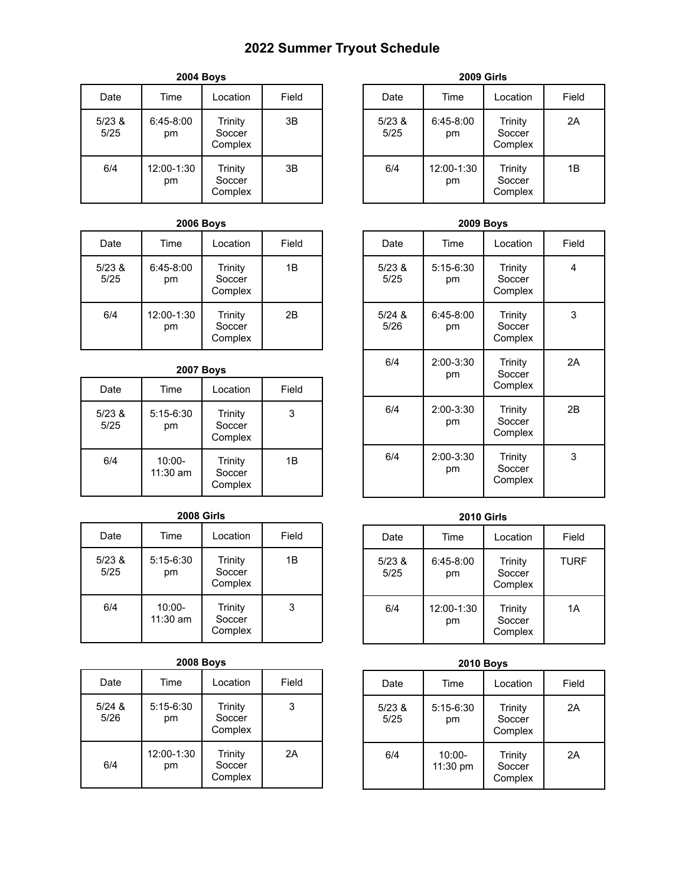# 2022 Summer Tryout Schedule

**2004 Boys**

| Date | Time | Location | Field |
|---|---|---|---|
| 5/23 & 5/25 | 6:45-8:00 pm | Trinity Soccer Complex | 3B |
| 6/4 | 12:00-1:30 pm | Trinity Soccer Complex | 3B |

**2006 Boys**

| Date | Time | Location | Field |
|---|---|---|---|
| 5/23 & 5/25 | 6:45-8:00 pm | Trinity Soccer Complex | 1B |
| 6/4 | 12:00-1:30 pm | Trinity Soccer Complex | 2B |

**2007 Boys**

| Date | Time | Location | Field |
|---|---|---|---|
| 5/23 & 5/25 | 5:15-6:30 pm | Trinity Soccer Complex | 3 |
| 6/4 | 10:00-11:30 am | Trinity Soccer Complex | 1B |

**2008 Girls**

| Date | Time | Location | Field |
|---|---|---|---|
| 5/23 & 5/25 | 5:15-6:30 pm | Trinity Soccer Complex | 1B |
| 6/4 | 10:00-11:30 am | Trinity Soccer Complex | 3 |

**2008 Boys**

| Date | Time | Location | Field |
|---|---|---|---|
| 5/24 & 5/26 | 5:15-6:30 pm | Trinity Soccer Complex | 3 |
| 6/4 | 12:00-1:30 pm | Trinity Soccer Complex | 2A |

**2009 Girls**

| Date | Time | Location | Field |
|---|---|---|---|
| 5/23 & 5/25 | 6:45-8:00 pm | Trinity Soccer Complex | 2A |
| 6/4 | 12:00-1:30 pm | Trinity Soccer Complex | 1B |

**2009 Boys**

| Date | Time | Location | Field |
|---|---|---|---|
| 5/23 & 5/25 | 5:15-6:30 pm | Trinity Soccer Complex | 4 |
| 5/24 & 5/26 | 6:45-8:00 pm | Trinity Soccer Complex | 3 |
| 6/4 | 2:00-3:30 pm | Trinity Soccer Complex | 2A |
| 6/4 | 2:00-3:30 pm | Trinity Soccer Complex | 2B |
| 6/4 | 2:00-3:30 pm | Trinity Soccer Complex | 3 |

**2010 Girls**

| Date | Time | Location | Field |
|---|---|---|---|
| 5/23 & 5/25 | 6:45-8:00 pm | Trinity Soccer Complex | TURF |
| 6/4 | 12:00-1:30 pm | Trinity Soccer Complex | 1A |

**2010 Boys**

| Date | Time | Location | Field |
|---|---|---|---|
| 5/23 & 5/25 | 5:15-6:30 pm | Trinity Soccer Complex | 2A |
| 6/4 | 10:00-11:30 pm | Trinity Soccer Complex | 2A |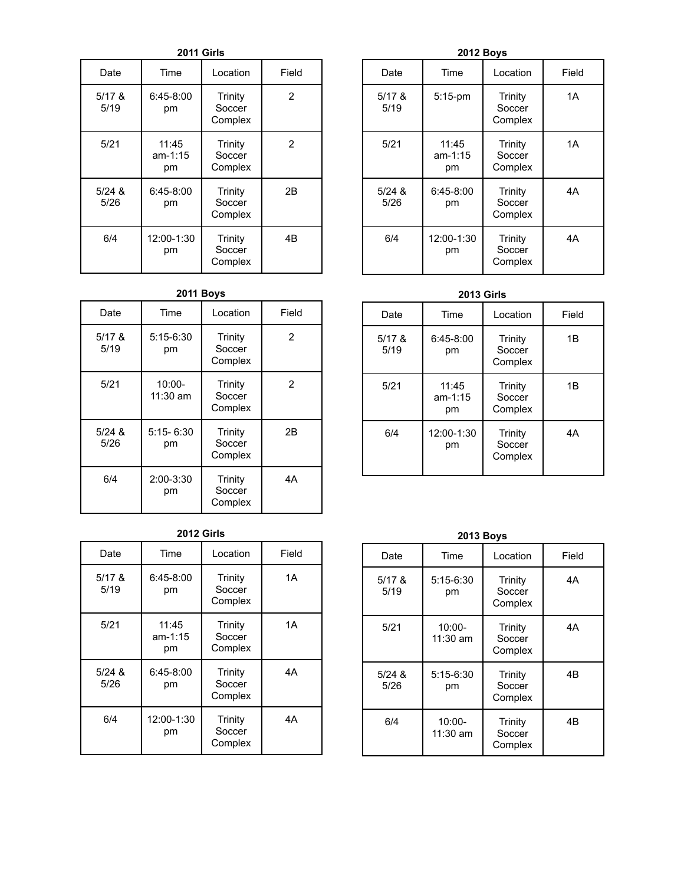**2011 Girls**

| Date | Time | Location | Field |
| --- | --- | --- | --- |
| 5/17 & 5/19 | 6:45-8:00 pm | Trinity Soccer Complex | 2 |
| 5/21 | 11:45 am-1:15 pm | Trinity Soccer Complex | 2 |
| 5/24 & 5/26 | 6:45-8:00 pm | Trinity Soccer Complex | 2B |
| 6/4 | 12:00-1:30 pm | Trinity Soccer Complex | 4B |

**2011 Boys**

| Date | Time | Location | Field |
| --- | --- | --- | --- |
| 5/17 & 5/19 | 5:15-6:30 pm | Trinity Soccer Complex | 2 |
| 5/21 | 10:00-11:30 am | Trinity Soccer Complex | 2 |
| 5/24 & 5/26 | 5:15- 6:30 pm | Trinity Soccer Complex | 2B |
| 6/4 | 2:00-3:30 pm | Trinity Soccer Complex | 4A |

**2012 Girls**

| Date | Time | Location | Field |
| --- | --- | --- | --- |
| 5/17 & 5/19 | 6:45-8:00 pm | Trinity Soccer Complex | 1A |
| 5/21 | 11:45 am-1:15 pm | Trinity Soccer Complex | 1A |
| 5/24 & 5/26 | 6:45-8:00 pm | Trinity Soccer Complex | 4A |
| 6/4 | 12:00-1:30 pm | Trinity Soccer Complex | 4A |

**2012 Boys**

| Date | Time | Location | Field |
| --- | --- | --- | --- |
| 5/17 & 5/19 | 5:15-pm | Trinity Soccer Complex | 1A |
| 5/21 | 11:45 am-1:15 pm | Trinity Soccer Complex | 1A |
| 5/24 & 5/26 | 6:45-8:00 pm | Trinity Soccer Complex | 4A |
| 6/4 | 12:00-1:30 pm | Trinity Soccer Complex | 4A |

**2013 Girls**

| Date | Time | Location | Field |
| --- | --- | --- | --- |
| 5/17 & 5/19 | 6:45-8:00 pm | Trinity Soccer Complex | 1B |
| 5/21 | 11:45 am-1:15 pm | Trinity Soccer Complex | 1B |
| 6/4 | 12:00-1:30 pm | Trinity Soccer Complex | 4A |

**2013 Boys**

| Date | Time | Location | Field |
| --- | --- | --- | --- |
| 5/17 & 5/19 | 5:15-6:30 pm | Trinity Soccer Complex | 4A |
| 5/21 | 10:00-11:30 am | Trinity Soccer Complex | 4A |
| 5/24 & 5/26 | 5:15-6:30 pm | Trinity Soccer Complex | 4B |
| 6/4 | 10:00-11:30 am | Trinity Soccer Complex | 4B |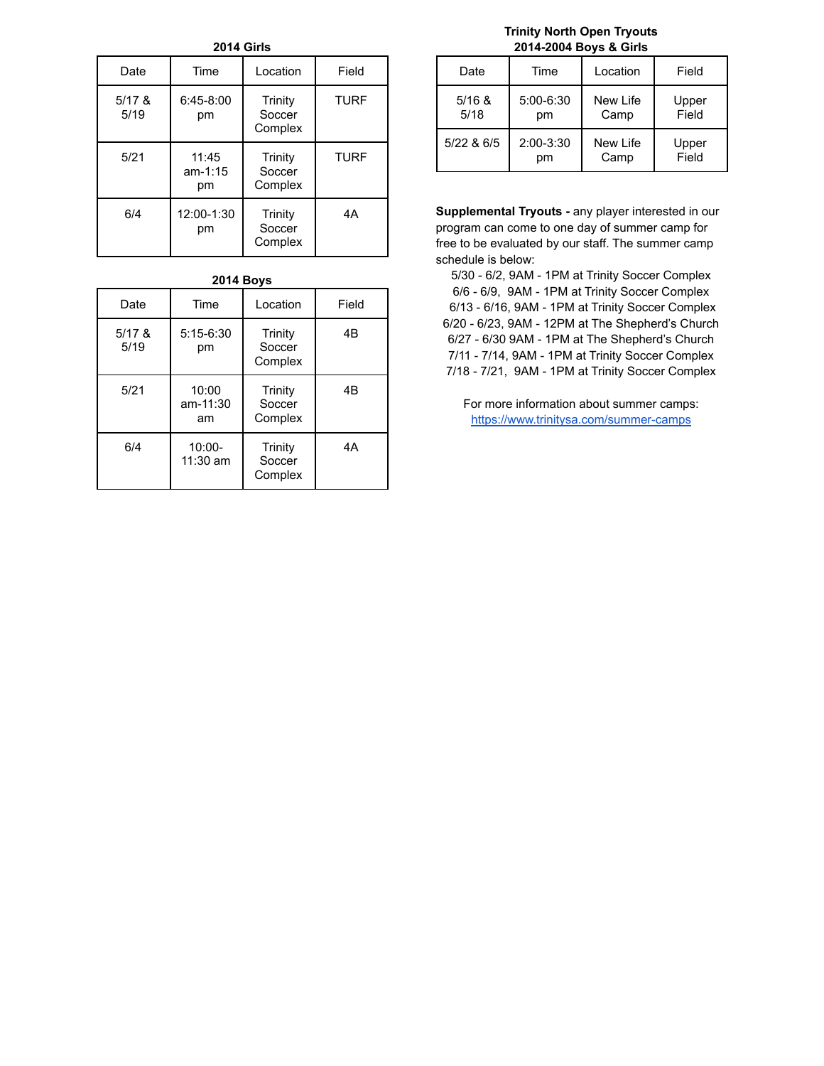**2014 Girls**

| Date | Time | Location | Field |
|---|---|---|---|
| 5/17 & 5/19 | 6:45-8:00 pm | Trinity Soccer Complex | TURF |
| 5/21 | 11:45 am-1:15 pm | Trinity Soccer Complex | TURF |
| 6/4 | 12:00-1:30 pm | Trinity Soccer Complex | 4A |

**2014 Boys**

| Date | Time | Location | Field |
|---|---|---|---|
| 5/17 & 5/19 | 5:15-6:30 pm | Trinity Soccer Complex | 4B |
| 5/21 | 10:00 am-11:30 am | Trinity Soccer Complex | 4B |
| 6/4 | 10:00-11:30 am | Trinity Soccer Complex | 4A |

**Trinity North Open Tryouts**
**2014-2004 Boys & Girls**

| Date | Time | Location | Field |
|---|---|---|---|
| 5/16 & 5/18 | 5:00-6:30 pm | New Life Camp | Upper Field |
| 5/22 & 6/5 | 2:00-3:30 pm | New Life Camp | Upper Field |

**Supplemental Tryouts -** any player interested in our program can come to one day of summer camp for free to be evaluated by our staff. The summer camp schedule is below:

5/30 - 6/2, 9AM - 1PM at Trinity Soccer Complex
6/6 - 6/9, 9AM - 1PM at Trinity Soccer Complex
6/13 - 6/16, 9AM - 1PM at Trinity Soccer Complex
6/20 - 6/23, 9AM - 12PM at The Shepherd's Church
6/27 - 6/30 9AM - 1PM at The Shepherd's Church
7/11 - 7/14, 9AM - 1PM at Trinity Soccer Complex
7/18 - 7/21, 9AM - 1PM at Trinity Soccer Complex

For more information about summer camps:
https://www.trinitysa.com/summer-camps